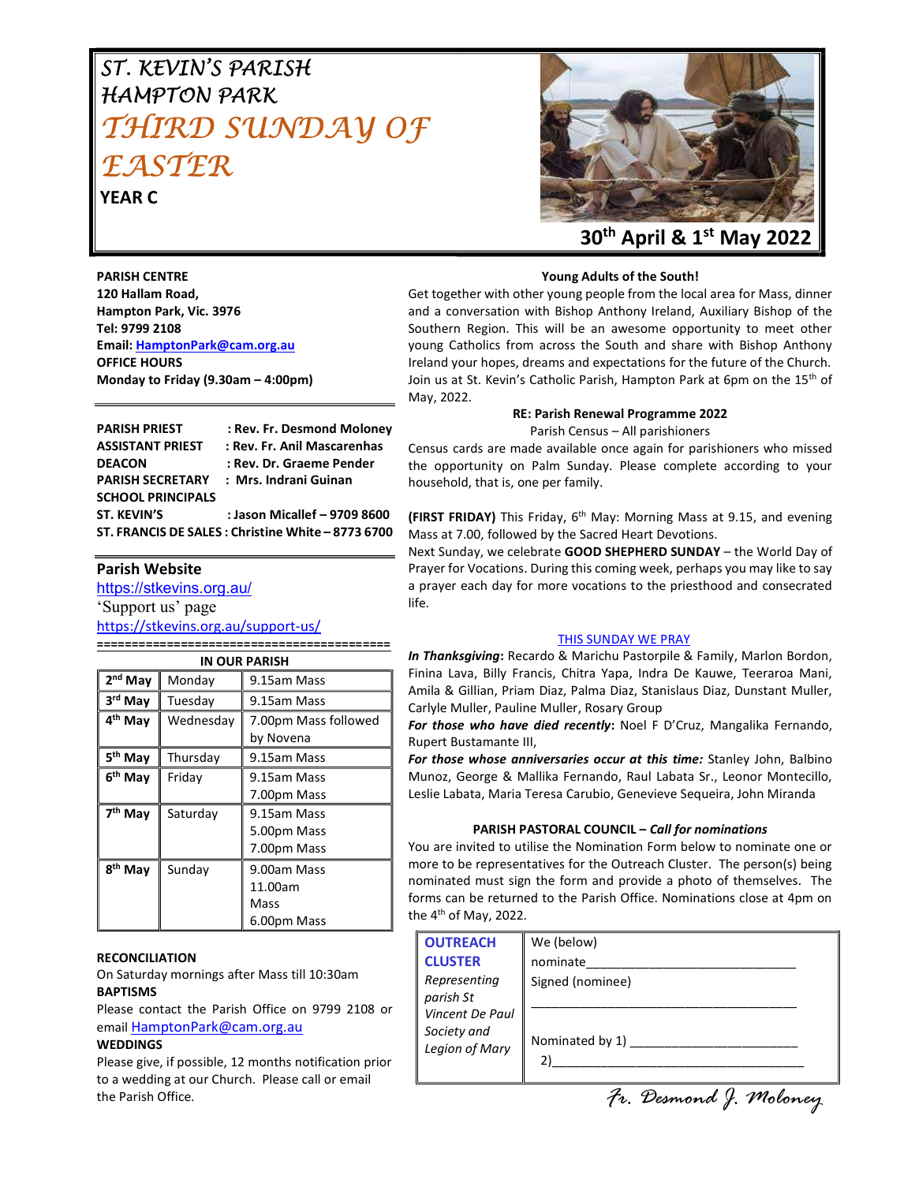# ST. KEVIN'S PARISH HAMPTON PARK

# THIRD SUNDAY OF EASTER

**YEAR C**

**30th April & 1st May 2022**

**PARISH CENTRE**
**120 Hallam Road,**
**Hampton Park, Vic. 3976**
**Tel: 9799 2108**
**Email: HamptonPark@cam.org.au**
**OFFICE HOURS**
**Monday to Friday (9.30am – 4:00pm)**

**PARISH PRIEST** : **Rev. Fr. Desmond Moloney**
**ASSISTANT PRIEST** : **Rev. Fr. Anil Mascarenhas**
**DEACON** : **Rev. Dr. Graeme Pender**
**PARISH SECRETARY** : **Mrs. Indrani Guinan**
**SCHOOL PRINCIPALS**
**ST. KEVIN'S** : **Jason Micallef – 9709 8600**
**ST. FRANCIS DE SALES : Christine White – 8773 6700**

## Parish Website

https://stkevins.org.au/
'Support us' page
https://stkevins.org.au/support-us/

**IN OUR PARISH**

| | | |
|---|---|---|
| 2nd May | Monday | 9.15am Mass |
| 3rd May | Tuesday | 9.15am Mass |
| 4th May | Wednesday | 7.00pm Mass followed by Novena |
| 5th May | Thursday | 9.15am Mass |
| 6th May | Friday | 9.15am Mass<br>7.00pm Mass |
| 7th May | Saturday | 9.15am Mass<br>5.00pm Mass<br>7.00pm Mass |
| 8th May | Sunday | 9.00am Mass<br>11.00am Mass<br>6.00pm Mass |

**RECONCILIATION**
On Saturday mornings after Mass till 10:30am

**BAPTISMS**
Please contact the Parish Office on 9799 2108 or email HamptonPark@cam.org.au

**WEDDINGS**
Please give, if possible, 12 months notification prior to a wedding at our Church. Please call or email the Parish Office.

**Young Adults of the South!**

Get together with other young people from the local area for Mass, dinner and a conversation with Bishop Anthony Ireland, Auxiliary Bishop of the Southern Region. This will be an awesome opportunity to meet other young Catholics from across the South and share with Bishop Anthony Ireland your hopes, dreams and expectations for the future of the Church. Join us at St. Kevin's Catholic Parish, Hampton Park at 6pm on the 15th of May, 2022.

**RE: Parish Renewal Programme 2022**
Parish Census – All parishioners

Census cards are made available once again for parishioners who missed the opportunity on Palm Sunday. Please complete according to your household, that is, one per family.

**(FIRST FRIDAY)** This Friday, 6th May: Morning Mass at 9.15, and evening Mass at 7.00, followed by the Sacred Heart Devotions.

Next Sunday, we celebrate **GOOD SHEPHERD SUNDAY** – the World Day of Prayer for Vocations. During this coming week, perhaps you may like to say a prayer each day for more vocations to the priesthood and consecrated life.

THIS SUNDAY WE PRAY

***In Thanksgiving***: Recardo & Marichu Pastorpile & Family, Marlon Bordon, Finina Lava, Billy Francis, Chitra Yapa, Indra De Kauwe, Teeraroa Mani, Amila & Gillian, Priam Diaz, Palma Diaz, Stanislaus Diaz, Dunstant Muller, Carlyle Muller, Pauline Muller, Rosary Group

***For those who have died recently***: Noel F D'Cruz, Mangalika Fernando, Rupert Bustamante III,

***For those whose anniversaries occur at this time:*** Stanley John, Balbino Munoz, George & Mallika Fernando, Raul Labata Sr., Leonor Montecillo, Leslie Labata, Maria Teresa Carubio, Genevieve Sequeira, John Miranda

**PARISH PASTORAL COUNCIL – *Call for nominations***

You are invited to utilise the Nomination Form below to nominate one or more to be representatives for the Outreach Cluster. The person(s) being nominated must sign the form and provide a photo of themselves. The forms can be returned to the Parish Office. Nominations close at 4pm on the 4th of May, 2022.

| | |
|---|---|
| **OUTREACH CLUSTER**<br>*Representing parish St Vincent De Paul Society and Legion of Mary* | We (below) nominate______________________________<br>Signed (nominee)<br>______________________________________<br>Nominated by 1) _______________________<br>2)____________________________________ |

*Fr. Desmond J. Moloney*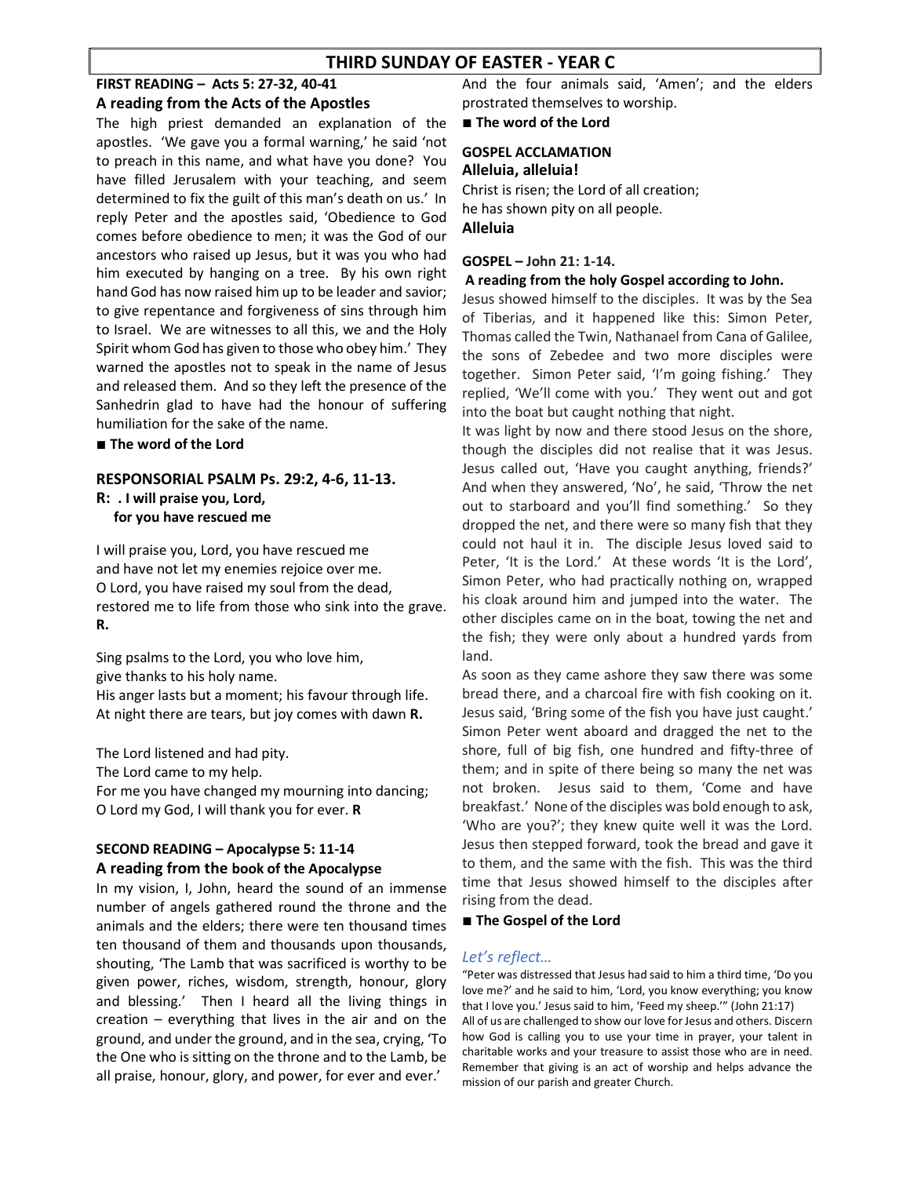# THIRD SUNDAY OF EASTER - YEAR C

**FIRST READING – Acts 5: 27-32, 40-41**

**A reading from the Acts of the Apostles**

The high priest demanded an explanation of the apostles. 'We gave you a formal warning,' he said 'not to preach in this name, and what have you done? You have filled Jerusalem with your teaching, and seem determined to fix the guilt of this man's death on us.' In reply Peter and the apostles said, 'Obedience to God comes before obedience to men; it was the God of our ancestors who raised up Jesus, but it was you who had him executed by hanging on a tree. By his own right hand God has now raised him up to be leader and savior; to give repentance and forgiveness of sins through him to Israel. We are witnesses to all this, we and the Holy Spirit whom God has given to those who obey him.' They warned the apostles not to speak in the name of Jesus and released them. And so they left the presence of the Sanhedrin glad to have had the honour of suffering humiliation for the sake of the name.

■ **The word of the Lord**

**RESPONSORIAL PSALM Ps. 29:2, 4-6, 11-13.**

**R: . I will praise you, Lord,**
**for you have rescued me**

I will praise you, Lord, you have rescued me
and have not let my enemies rejoice over me.
O Lord, you have raised my soul from the dead,
restored me to life from those who sink into the grave.
**R.**

Sing psalms to the Lord, you who love him,
give thanks to his holy name.
His anger lasts but a moment; his favour through life.
At night there are tears, but joy comes with dawn **R.**

The Lord listened and had pity.
The Lord came to my help.
For me you have changed my mourning into dancing;
O Lord my God, I will thank you for ever. **R**

**SECOND READING – Apocalypse 5: 11-14**

**A reading from the book of the Apocalypse**

In my vision, I, John, heard the sound of an immense number of angels gathered round the throne and the animals and the elders; there were ten thousand times ten thousand of them and thousands upon thousands, shouting, 'The Lamb that was sacrificed is worthy to be given power, riches, wisdom, strength, honour, glory and blessing.' Then I heard all the living things in creation – everything that lives in the air and on the ground, and under the ground, and in the sea, crying, 'To the One who is sitting on the throne and to the Lamb, be all praise, honour, glory, and power, for ever and ever.' And the four animals said, 'Amen'; and the elders prostrated themselves to worship.

■ **The word of the Lord**

**GOSPEL ACCLAMATION**

**Alleluia, alleluia!**
Christ is risen; the Lord of all creation;
he has shown pity on all people.
**Alleluia**

**GOSPEL – John 21: 1-14.**

**A reading from the holy Gospel according to John.**

Jesus showed himself to the disciples. It was by the Sea of Tiberias, and it happened like this: Simon Peter, Thomas called the Twin, Nathanael from Cana of Galilee, the sons of Zebedee and two more disciples were together. Simon Peter said, 'I'm going fishing.' They replied, 'We'll come with you.' They went out and got into the boat but caught nothing that night.

It was light by now and there stood Jesus on the shore, though the disciples did not realise that it was Jesus. Jesus called out, 'Have you caught anything, friends?' And when they answered, 'No', he said, 'Throw the net out to starboard and you'll find something.' So they dropped the net, and there were so many fish that they could not haul it in. The disciple Jesus loved said to Peter, 'It is the Lord.' At these words 'It is the Lord', Simon Peter, who had practically nothing on, wrapped his cloak around him and jumped into the water. The other disciples came on in the boat, towing the net and the fish; they were only about a hundred yards from land.

As soon as they came ashore they saw there was some bread there, and a charcoal fire with fish cooking on it. Jesus said, 'Bring some of the fish you have just caught.' Simon Peter went aboard and dragged the net to the shore, full of big fish, one hundred and fifty-three of them; and in spite of there being so many the net was not broken. Jesus said to them, 'Come and have breakfast.' None of the disciples was bold enough to ask, 'Who are you?'; they knew quite well it was the Lord. Jesus then stepped forward, took the bread and gave it to them, and the same with the fish. This was the third time that Jesus showed himself to the disciples after rising from the dead.

■ **The Gospel of the Lord**

*Let's reflect…*

"Peter was distressed that Jesus had said to him a third time, 'Do you love me?' and he said to him, 'Lord, you know everything; you know that I love you.' Jesus said to him, 'Feed my sheep.'" (John 21:17)
All of us are challenged to show our love for Jesus and others. Discern how God is calling you to use your time in prayer, your talent in charitable works and your treasure to assist those who are in need. Remember that giving is an act of worship and helps advance the mission of our parish and greater Church.